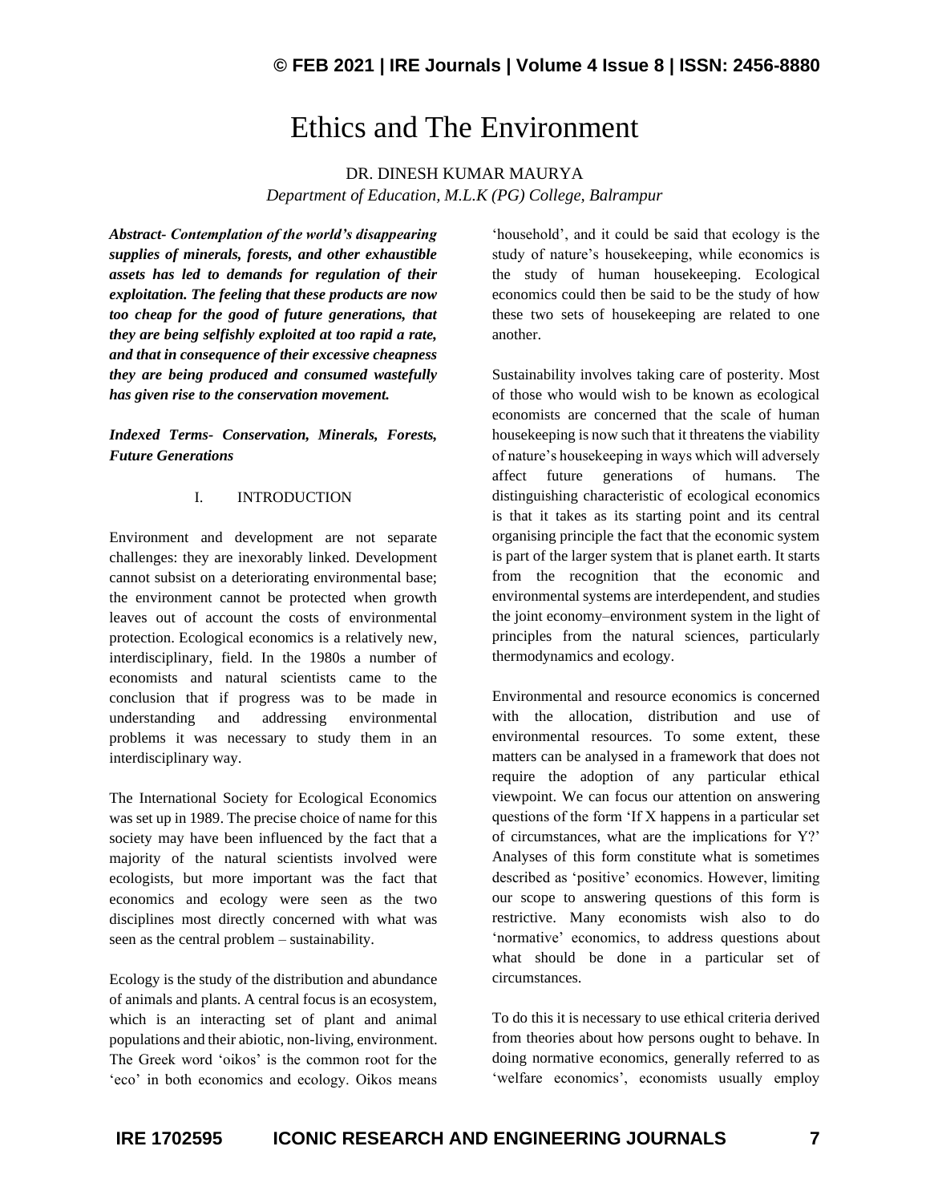# Ethics and The Environment

DR. DINESH KUMAR MAURYA

*Department of Education, M.L.K (PG) College, Balrampur*

***Abstract- Contemplation of the world's disappearing supplies of minerals, forests, and other exhaustible assets has led to demands for regulation of their exploitation. The feeling that these products are now too cheap for the good of future generations, that they are being selfishly exploited at too rapid a rate, and that in consequence of their excessive cheapness they are being produced and consumed wastefully has given rise to the conservation movement.***

***Indexed Terms- Conservation, Minerals, Forests, Future Generations***

## I. INTRODUCTION

Environment and development are not separate challenges: they are inexorably linked. Development cannot subsist on a deteriorating environmental base; the environment cannot be protected when growth leaves out of account the costs of environmental protection. Ecological economics is a relatively new, interdisciplinary, field. In the 1980s a number of economists and natural scientists came to the conclusion that if progress was to be made in understanding and addressing environmental problems it was necessary to study them in an interdisciplinary way.

The International Society for Ecological Economics was set up in 1989. The precise choice of name for this society may have been influenced by the fact that a majority of the natural scientists involved were ecologists, but more important was the fact that economics and ecology were seen as the two disciplines most directly concerned with what was seen as the central problem – sustainability.

Ecology is the study of the distribution and abundance of animals and plants. A central focus is an ecosystem, which is an interacting set of plant and animal populations and their abiotic, non-living, environment. The Greek word 'oikos' is the common root for the 'eco' in both economics and ecology. Oikos means 'household', and it could be said that ecology is the study of nature's housekeeping, while economics is the study of human housekeeping. Ecological economics could then be said to be the study of how these two sets of housekeeping are related to one another.

Sustainability involves taking care of posterity. Most of those who would wish to be known as ecological economists are concerned that the scale of human housekeeping is now such that it threatens the viability of nature's housekeeping in ways which will adversely affect future generations of humans. The distinguishing characteristic of ecological economics is that it takes as its starting point and its central organising principle the fact that the economic system is part of the larger system that is planet earth. It starts from the recognition that the economic and environmental systems are interdependent, and studies the joint economy–environment system in the light of principles from the natural sciences, particularly thermodynamics and ecology.

Environmental and resource economics is concerned with the allocation, distribution and use of environmental resources. To some extent, these matters can be analysed in a framework that does not require the adoption of any particular ethical viewpoint. We can focus our attention on answering questions of the form 'If X happens in a particular set of circumstances, what are the implications for Y?' Analyses of this form constitute what is sometimes described as 'positive' economics. However, limiting our scope to answering questions of this form is restrictive. Many economists wish also to do 'normative' economics, to address questions about what should be done in a particular set of circumstances.

To do this it is necessary to use ethical criteria derived from theories about how persons ought to behave. In doing normative economics, generally referred to as 'welfare economics', economists usually employ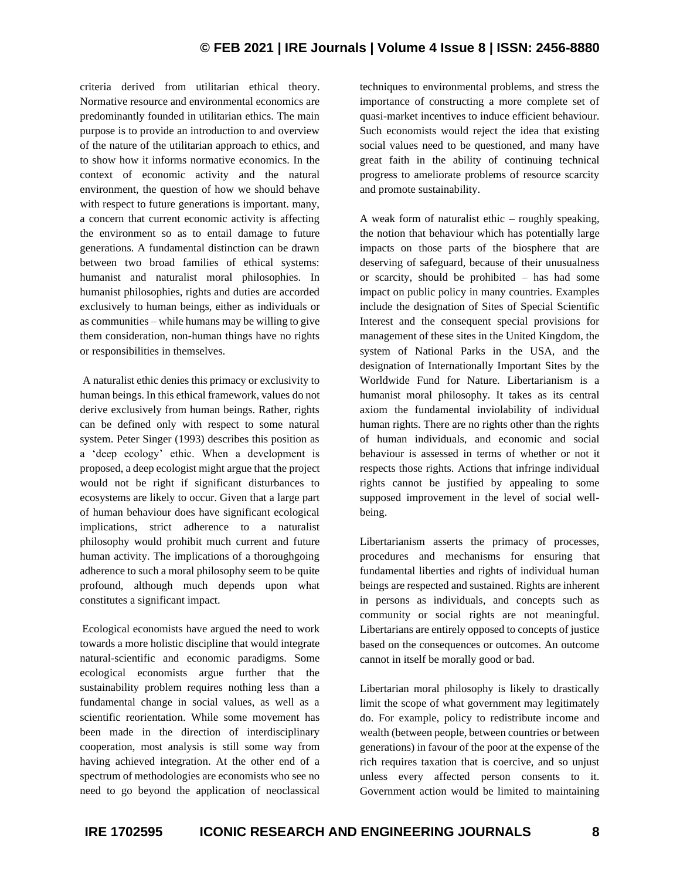criteria derived from utilitarian ethical theory. Normative resource and environmental economics are predominantly founded in utilitarian ethics. The main purpose is to provide an introduction to and overview of the nature of the utilitarian approach to ethics, and to show how it informs normative economics. In the context of economic activity and the natural environment, the question of how we should behave with respect to future generations is important. many, a concern that current economic activity is affecting the environment so as to entail damage to future generations. A fundamental distinction can be drawn between two broad families of ethical systems: humanist and naturalist moral philosophies. In humanist philosophies, rights and duties are accorded exclusively to human beings, either as individuals or as communities – while humans may be willing to give them consideration, non-human things have no rights or responsibilities in themselves.

A naturalist ethic denies this primacy or exclusivity to human beings. In this ethical framework, values do not derive exclusively from human beings. Rather, rights can be defined only with respect to some natural system. Peter Singer (1993) describes this position as a 'deep ecology' ethic. When a development is proposed, a deep ecologist might argue that the project would not be right if significant disturbances to ecosystems are likely to occur. Given that a large part of human behaviour does have significant ecological implications, strict adherence to a naturalist philosophy would prohibit much current and future human activity. The implications of a thoroughgoing adherence to such a moral philosophy seem to be quite profound, although much depends upon what constitutes a significant impact.

Ecological economists have argued the need to work towards a more holistic discipline that would integrate natural-scientific and economic paradigms. Some ecological economists argue further that the sustainability problem requires nothing less than a fundamental change in social values, as well as a scientific reorientation. While some movement has been made in the direction of interdisciplinary cooperation, most analysis is still some way from having achieved integration. At the other end of a spectrum of methodologies are economists who see no need to go beyond the application of neoclassical techniques to environmental problems, and stress the importance of constructing a more complete set of quasi-market incentives to induce efficient behaviour. Such economists would reject the idea that existing social values need to be questioned, and many have great faith in the ability of continuing technical progress to ameliorate problems of resource scarcity and promote sustainability.

A weak form of naturalist ethic – roughly speaking, the notion that behaviour which has potentially large impacts on those parts of the biosphere that are deserving of safeguard, because of their unusualness or scarcity, should be prohibited – has had some impact on public policy in many countries. Examples include the designation of Sites of Special Scientific Interest and the consequent special provisions for management of these sites in the United Kingdom, the system of National Parks in the USA, and the designation of Internationally Important Sites by the Worldwide Fund for Nature. Libertarianism is a humanist moral philosophy. It takes as its central axiom the fundamental inviolability of individual human rights. There are no rights other than the rights of human individuals, and economic and social behaviour is assessed in terms of whether or not it respects those rights. Actions that infringe individual rights cannot be justified by appealing to some supposed improvement in the level of social well-being.

Libertarianism asserts the primacy of processes, procedures and mechanisms for ensuring that fundamental liberties and rights of individual human beings are respected and sustained. Rights are inherent in persons as individuals, and concepts such as community or social rights are not meaningful. Libertarians are entirely opposed to concepts of justice based on the consequences or outcomes. An outcome cannot in itself be morally good or bad.

Libertarian moral philosophy is likely to drastically limit the scope of what government may legitimately do. For example, policy to redistribute income and wealth (between people, between countries or between generations) in favour of the poor at the expense of the rich requires taxation that is coercive, and so unjust unless every affected person consents to it. Government action would be limited to maintaining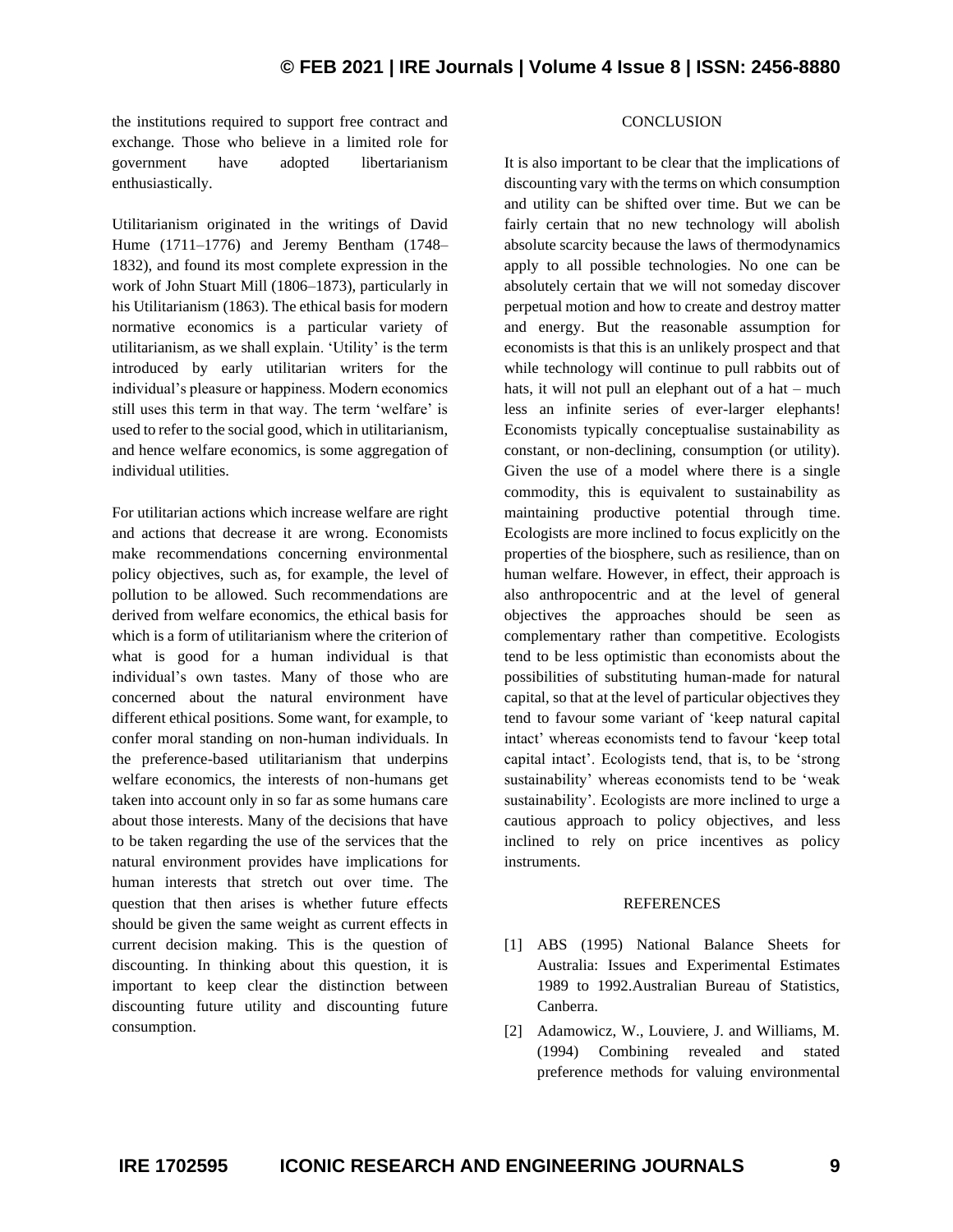the institutions required to support free contract and exchange. Those who believe in a limited role for government have adopted libertarianism enthusiastically.

Utilitarianism originated in the writings of David Hume (1711–1776) and Jeremy Bentham (1748–1832), and found its most complete expression in the work of John Stuart Mill (1806–1873), particularly in his Utilitarianism (1863). The ethical basis for modern normative economics is a particular variety of utilitarianism, as we shall explain. 'Utility' is the term introduced by early utilitarian writers for the individual's pleasure or happiness. Modern economics still uses this term in that way. The term 'welfare' is used to refer to the social good, which in utilitarianism, and hence welfare economics, is some aggregation of individual utilities.

For utilitarian actions which increase welfare are right and actions that decrease it are wrong. Economists make recommendations concerning environmental policy objectives, such as, for example, the level of pollution to be allowed. Such recommendations are derived from welfare economics, the ethical basis for which is a form of utilitarianism where the criterion of what is good for a human individual is that individual's own tastes. Many of those who are concerned about the natural environment have different ethical positions. Some want, for example, to confer moral standing on non-human individuals. In the preference-based utilitarianism that underpins welfare economics, the interests of non-humans get taken into account only in so far as some humans care about those interests. Many of the decisions that have to be taken regarding the use of the services that the natural environment provides have implications for human interests that stretch out over time. The question that then arises is whether future effects should be given the same weight as current effects in current decision making. This is the question of discounting. In thinking about this question, it is important to keep clear the distinction between discounting future utility and discounting future consumption.

## CONCLUSION

It is also important to be clear that the implications of discounting vary with the terms on which consumption and utility can be shifted over time. But we can be fairly certain that no new technology will abolish absolute scarcity because the laws of thermodynamics apply to all possible technologies. No one can be absolutely certain that we will not someday discover perpetual motion and how to create and destroy matter and energy. But the reasonable assumption for economists is that this is an unlikely prospect and that while technology will continue to pull rabbits out of hats, it will not pull an elephant out of a hat – much less an infinite series of ever-larger elephants! Economists typically conceptualise sustainability as constant, or non-declining, consumption (or utility). Given the use of a model where there is a single commodity, this is equivalent to sustainability as maintaining productive potential through time. Ecologists are more inclined to focus explicitly on the properties of the biosphere, such as resilience, than on human welfare. However, in effect, their approach is also anthropocentric and at the level of general objectives the approaches should be seen as complementary rather than competitive. Ecologists tend to be less optimistic than economists about the possibilities of substituting human-made for natural capital, so that at the level of particular objectives they tend to favour some variant of 'keep natural capital intact' whereas economists tend to favour 'keep total capital intact'. Ecologists tend, that is, to be 'strong sustainability' whereas economists tend to be 'weak sustainability'. Ecologists are more inclined to urge a cautious approach to policy objectives, and less inclined to rely on price incentives as policy instruments.

## REFERENCES

[1] ABS (1995) National Balance Sheets for Australia: Issues and Experimental Estimates 1989 to 1992.Australian Bureau of Statistics, Canberra.

[2] Adamowicz, W., Louviere, J. and Williams, M. (1994) Combining revealed and stated preference methods for valuing environmental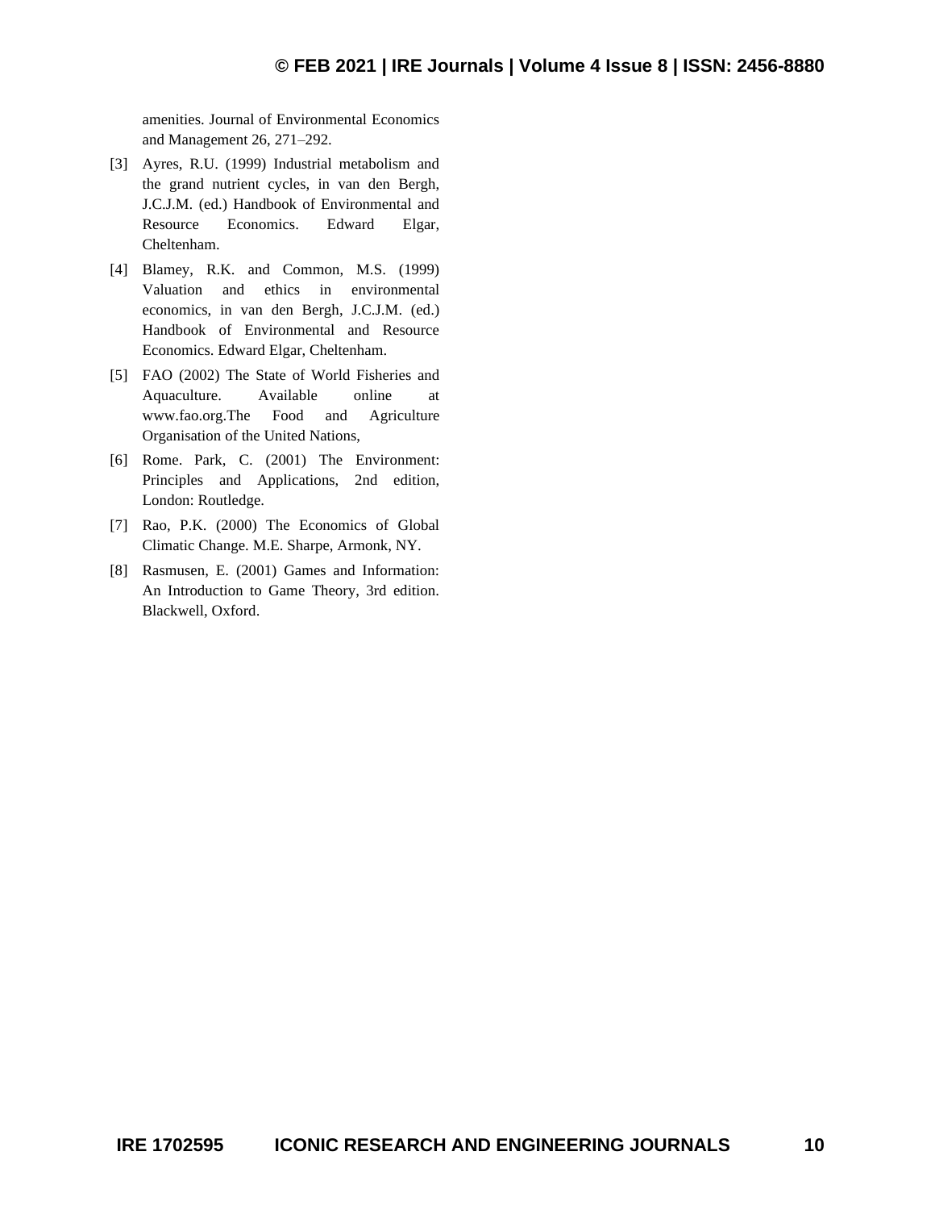amenities. Journal of Environmental Economics and Management 26, 271–292.

[3] Ayres, R.U. (1999) Industrial metabolism and the grand nutrient cycles, in van den Bergh, J.C.J.M. (ed.) Handbook of Environmental and Resource Economics. Edward Elgar, Cheltenham.

[4] Blamey, R.K. and Common, M.S. (1999) Valuation and ethics in environmental economics, in van den Bergh, J.C.J.M. (ed.) Handbook of Environmental and Resource Economics. Edward Elgar, Cheltenham.

[5] FAO (2002) The State of World Fisheries and Aquaculture. Available online at www.fao.org.The Food and Agriculture Organisation of the United Nations,

[6] Rome. Park, C. (2001) The Environment: Principles and Applications, 2nd edition, London: Routledge.

[7] Rao, P.K. (2000) The Economics of Global Climatic Change. M.E. Sharpe, Armonk, NY.

[8] Rasmusen, E. (2001) Games and Information: An Introduction to Game Theory, 3rd edition. Blackwell, Oxford.